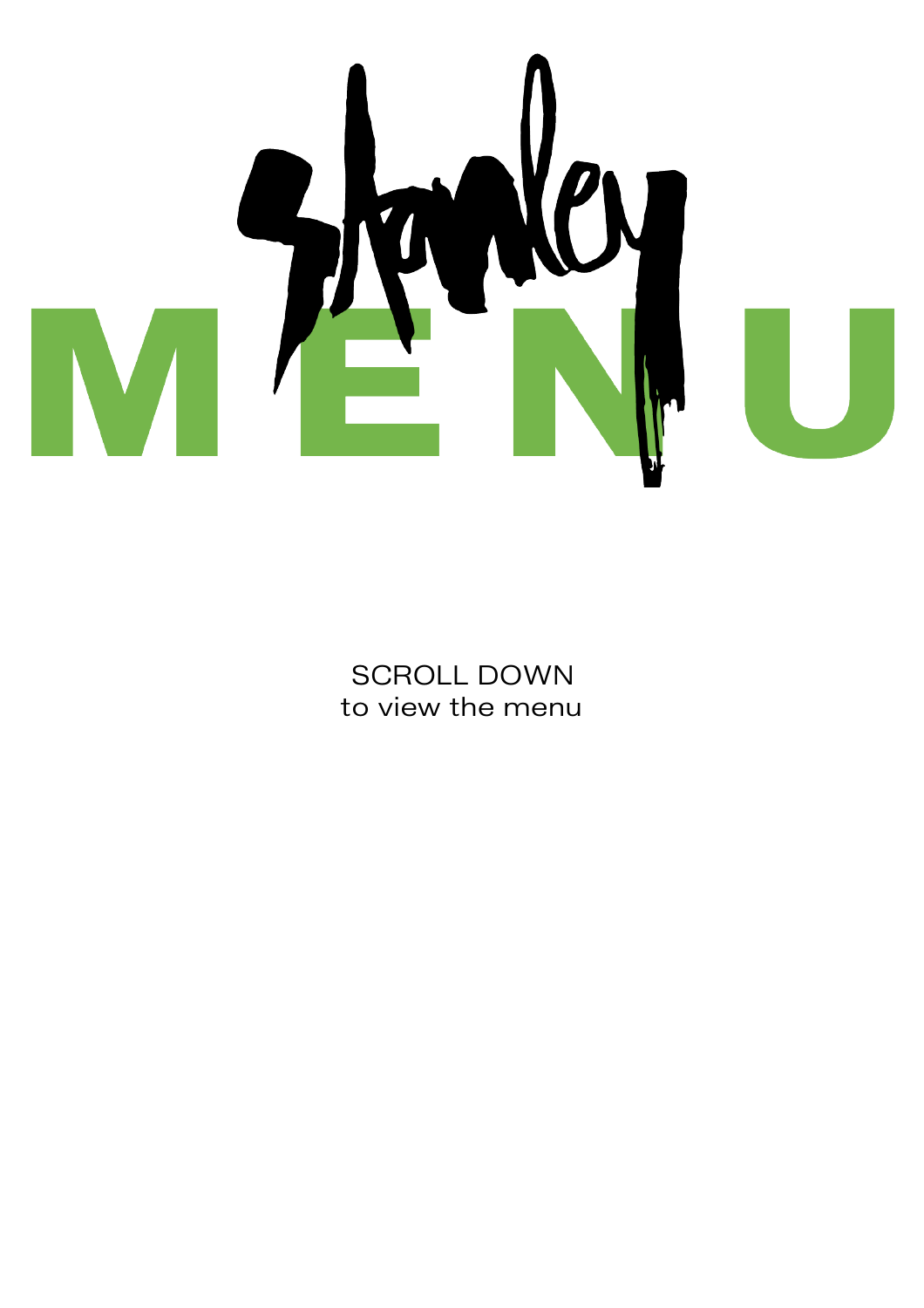# Stanley

# MENU

SCROLL DOWN
to view the menu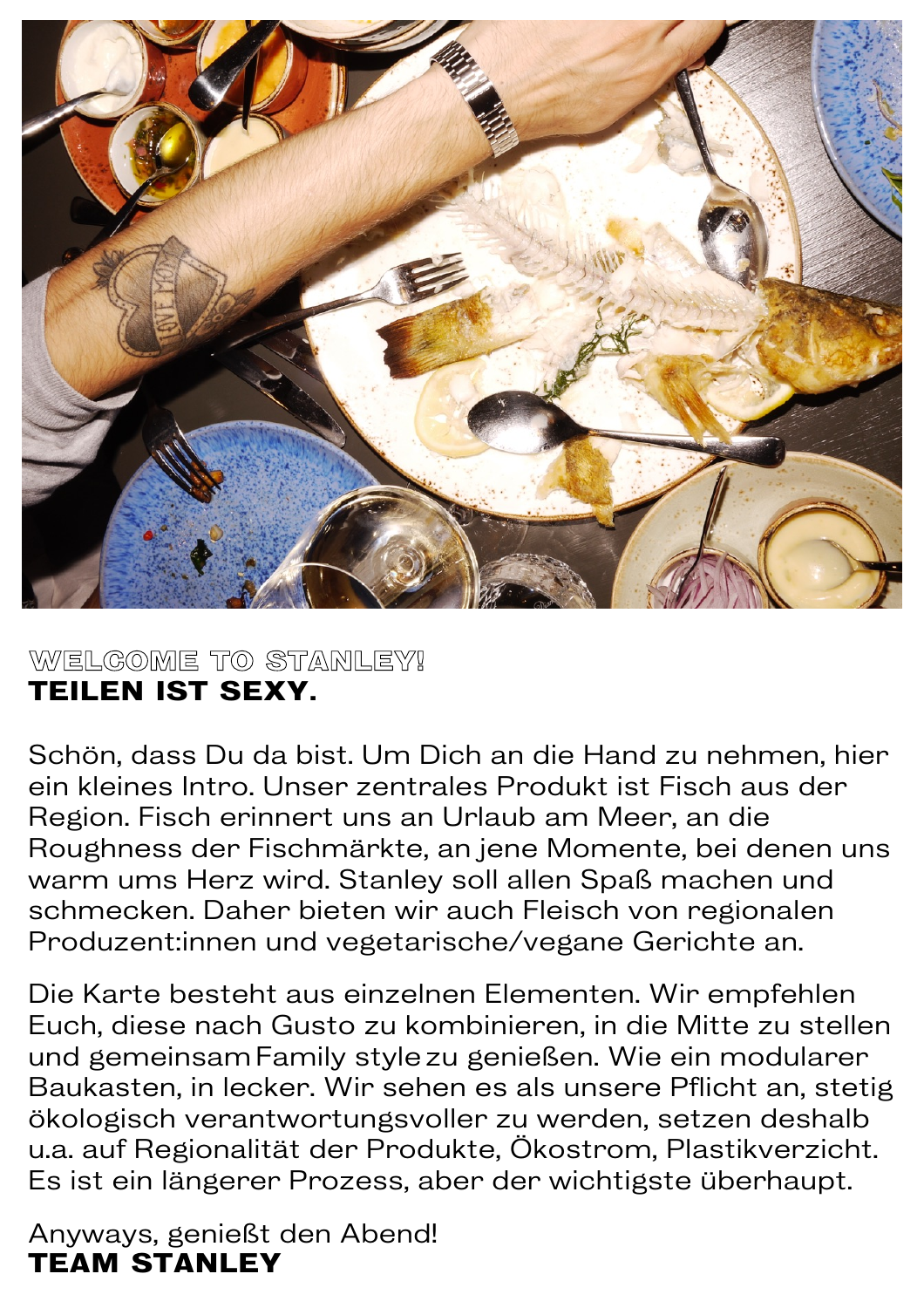## WELCOME TO STANLEY!
## TEILEN IST SEXY.

Schön, dass Du da bist. Um Dich an die Hand zu nehmen, hier ein kleines Intro. Unser zentrales Produkt ist Fisch aus der Region. Fisch erinnert uns an Urlaub am Meer, an die Roughness der Fischmärkte, an jene Momente, bei denen uns warm ums Herz wird. Stanley soll allen Spaß machen und schmecken. Daher bieten wir auch Fleisch von regionalen Produzent:innen und vegetarische/vegane Gerichte an.

Die Karte besteht aus einzelnen Elementen. Wir empfehlen Euch, diese nach Gusto zu kombinieren, in die Mitte zu stellen und gemeinsam Family style zu genießen. Wie ein modularer Baukasten, in lecker. Wir sehen es als unsere Pflicht an, stetig ökologisch verantwortungsvoller zu werden, setzen deshalb u.a. auf Regionalität der Produkte, Ökostrom, Plastikverzicht. Es ist ein längerer Prozess, aber der wichtigste überhaupt.

Anyways, genießt den Abend!
**TEAM STANLEY**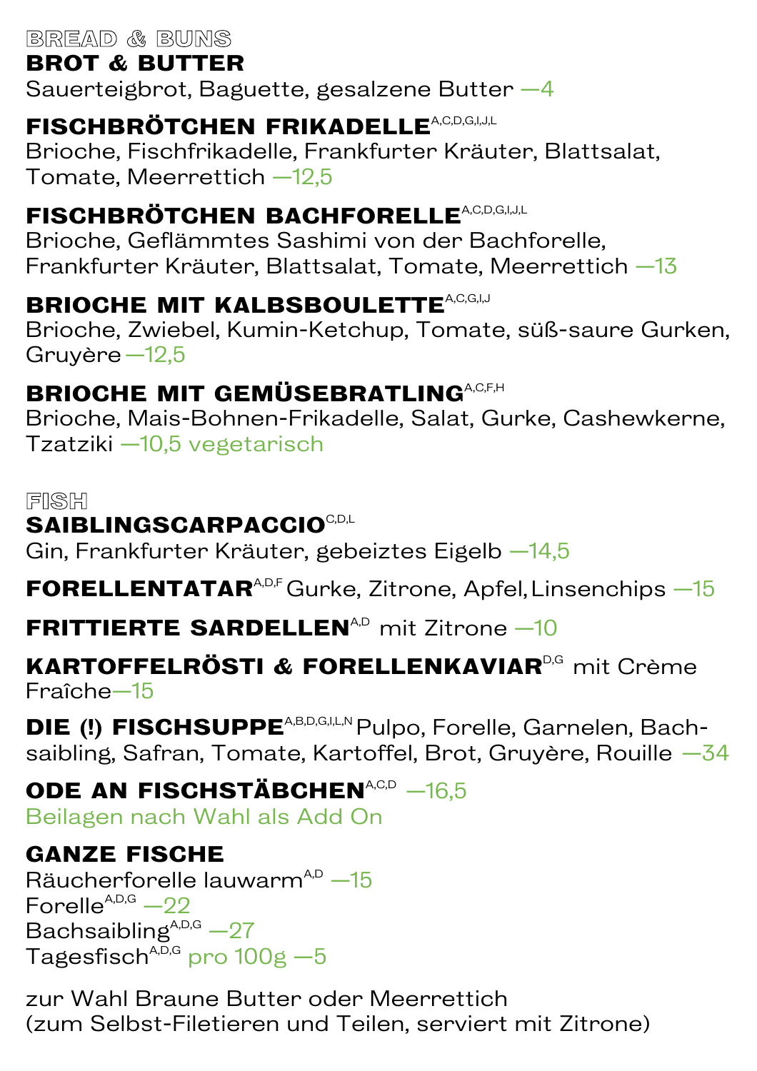## BREAD & BUNS

**BROT & BUTTER**
Sauerteigbrot, Baguette, gesalzene Butter —4

**FISCHBRÖTCHEN FRIKADELLE**[A,C,D,G,I,J,L]
Brioche, Fischfrikadelle, Frankfurter Kräuter, Blattsalat, Tomate, Meerrettich —12,5

**FISCHBRÖTCHEN BACHFORELLE**[A,C,D,G,I,J,L]
Brioche, Geflämmtes Sashimi von der Bachforelle, Frankfurter Kräuter, Blattsalat, Tomate, Meerrettich —13

**BRIOCHE MIT KALBSBOULETTE**[A,C,G,I,J]
Brioche, Zwiebel, Kumin-Ketchup, Tomate, süß-saure Gurken, Gruyère —12,5

**BRIOCHE MIT GEMÜSEBRATLING**[A,C,F,H]
Brioche, Mais-Bohnen-Frikadelle, Salat, Gurke, Cashewkerne, Tzatziki —10,5 vegetarisch

## FISH

**SAIBLINGSCARPACCIO**[C,D,L]
Gin, Frankfurter Kräuter, gebeiztes Eigelb —14,5

**FORELLENTATAR**[A,D,F] Gurke, Zitrone, Apfel, Linsenchips —15

**FRITTIERTE SARDELLEN**[A,D] mit Zitrone —10

**KARTOFFELRÖSTI & FORELLENKAVIAR**[D,G] mit Crème Fraîche—15

**DIE (!) FISCHSUPPE**[A,B,D,G,I,L,N] Pulpo, Forelle, Garnelen, Bachsaibling, Safran, Tomate, Kartoffel, Brot, Gruyère, Rouille —34

**ODE AN FISCHSTÄBCHEN**[A,C,D] —16,5
Beilagen nach Wahl als Add On

**GANZE FISCHE**
Räucherforelle lauwarm[A,D] —15
Forelle[A,D,G] —22
Bachsaibling[A,D,G] —27
Tagesfisch[A,D,G] pro 100g —5

zur Wahl Braune Butter oder Meerrettich
(zum Selbst-Filetieren und Teilen, serviert mit Zitrone)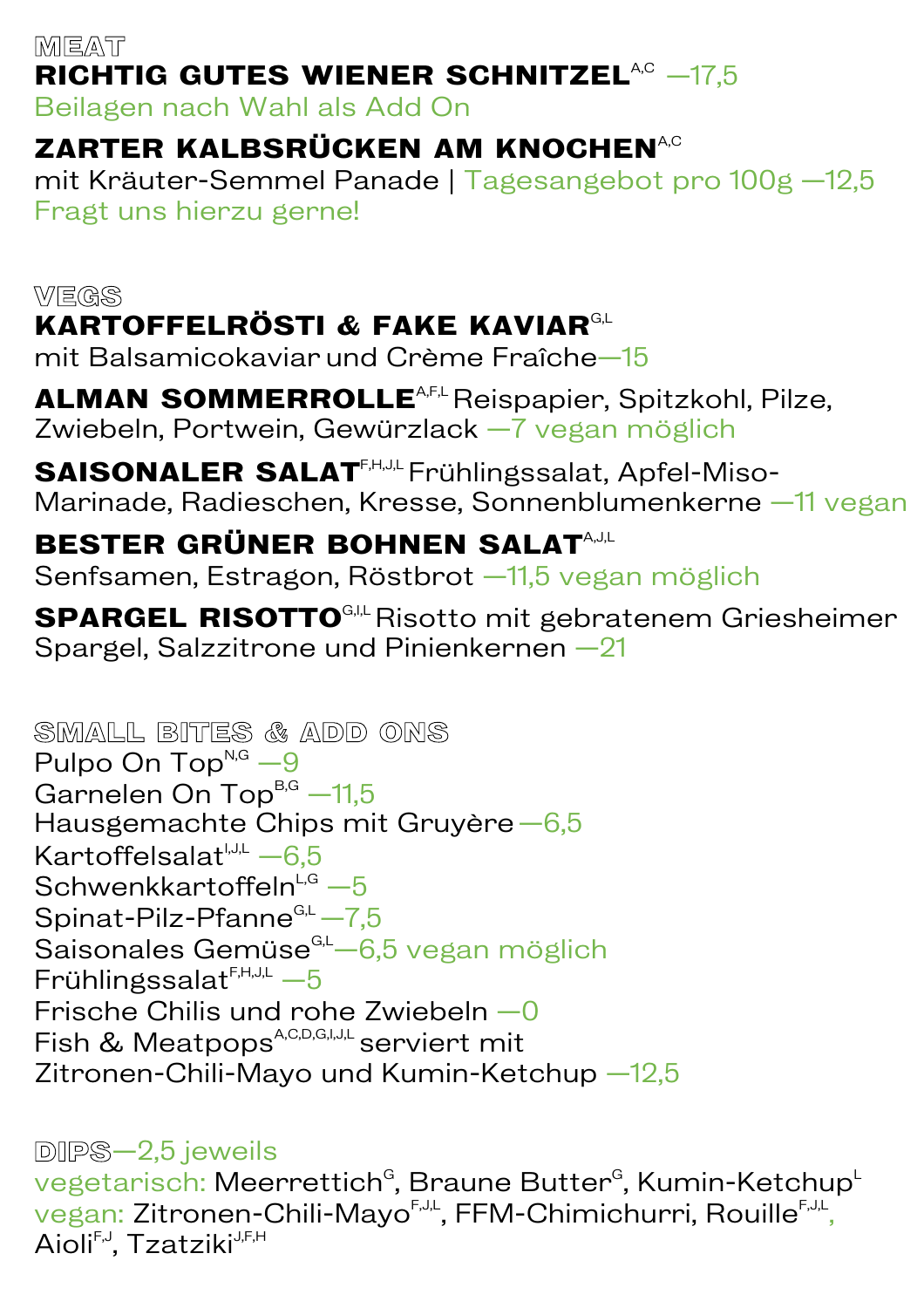## MEAT

**RICHTIG GUTES WIENER SCHNITZEL**[A,C] —17,5
Beilagen nach Wahl als Add On

**ZARTER KALBSRÜCKEN AM KNOCHEN**[A,C]
mit Kräuter-Semmel Panade | Tagesangebot pro 100g —12,5
Fragt uns hierzu gerne!

## VEGS

**KARTOFFELRÖSTI & FAKE KAVIAR**[G,L]
mit Balsamicokaviar und Crème Fraîche—15

**ALMAN SOMMERROLLE**[A,F,L] Reispapier, Spitzkohl, Pilze, Zwiebeln, Portwein, Gewürzlack —7 vegan möglich

**SAISONALER SALAT**[F,H,J,L] Frühlingssalat, Apfel-Miso-Marinade, Radieschen, Kresse, Sonnenblumenkerne —11 vegan

**BESTER GRÜNER BOHNEN SALAT**[A,J,L]
Senfsamen, Estragon, Röstbrot —11,5 vegan möglich

**SPARGEL RISOTTO**[G,I,L] Risotto mit gebratenem Griesheimer Spargel, Salzzitrone und Pinienkernen —21

## SMALL BITES & ADD ONS

Pulpo On Top[N,G] —9
Garnelen On Top[B,G] —11,5
Hausgemachte Chips mit Gruyère —6,5
Kartoffelsalat[I,J,L] —6,5
Schwenkkartoffeln[L,G] —5
Spinat-Pilz-Pfanne[G,L] —7,5
Saisonales Gemüse[G,L] —6,5 vegan möglich
Frühlingssalat[F,H,J,L] —5
Frische Chilis und rohe Zwiebeln —0
Fish & Meatpops[A,C,D,G,I,J,L] serviert mit
Zitronen-Chili-Mayo und Kumin-Ketchup —12,5

## DIPS—2,5 jeweils

vegetarisch: Meerrettich[G], Braune Butter[G], Kumin-Ketchup[L]
vegan: Zitronen-Chili-Mayo[F,J,L], FFM-Chimichurri, Rouille[F,J,L], Aioli[F,J], Tzatziki[J,F,H]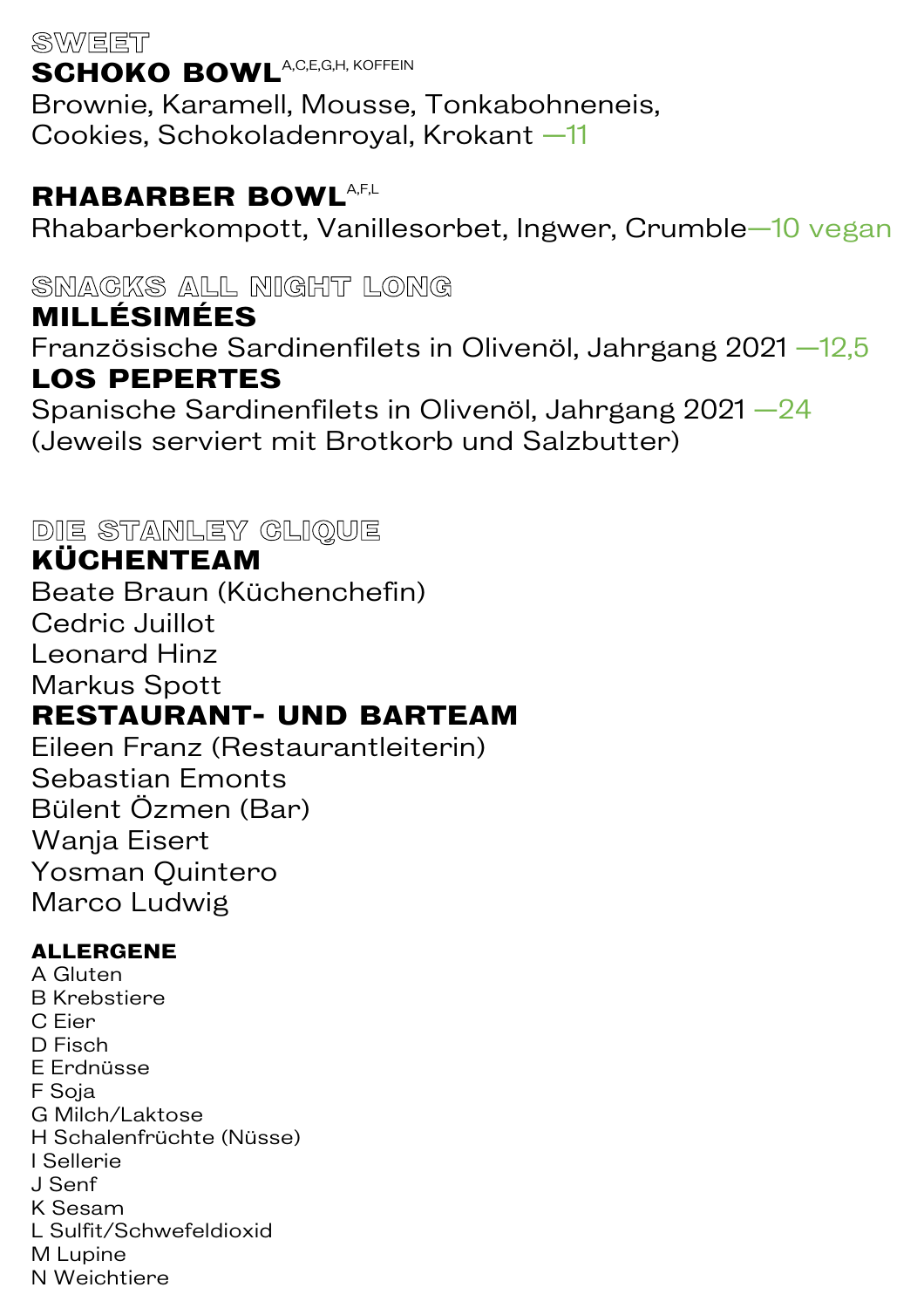## SWEET

### SCHOKO BOWL[A,C,E,G,H, KOFFEIN]

Brownie, Karamell, Mousse, Tonkabohneneis, Cookies, Schokoladenroyal, Krokant —11

### RHABARBER BOWL[A,F,L]

Rhabarberkompott, Vanillesorbet, Ingwer, Crumble—10 vegan

## SNACKS ALL NIGHT LONG

### MILLÉSIMÉES

Französische Sardinenfilets in Olivenöl, Jahrgang 2021 —12,5

### LOS PEPERTES

Spanische Sardinenfilets in Olivenöl, Jahrgang 2021 —24

(Jeweils serviert mit Brotkorb und Salzbutter)

## DIE STANLEY CLIQUE

### KÜCHENTEAM

Beate Braun (Küchenchefin)
Cedric Juillot
Leonard Hinz
Markus Spott

### RESTAURANT- UND BARTEAM

Eileen Franz (Restaurantleiterin)
Sebastian Emonts
Bülent Özmen (Bar)
Wanja Eisert
Yosman Quintero
Marco Ludwig

### ALLERGENE

A Gluten
B Krebstiere
C Eier
D Fisch
E Erdnüsse
F Soja
G Milch/Laktose
H Schalenfrüchte (Nüsse)
I Sellerie
J Senf
K Sesam
L Sulfit/Schwefeldioxid
M Lupine
N Weichtiere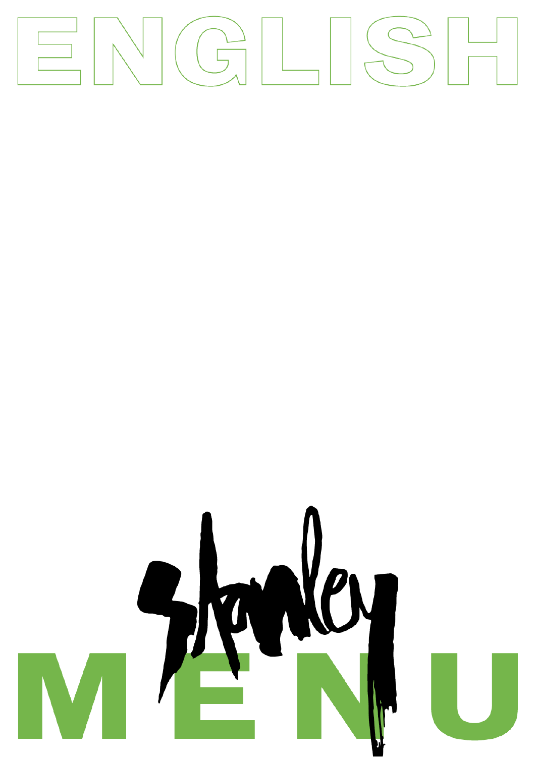# ENGLISH

Stanley

# MENU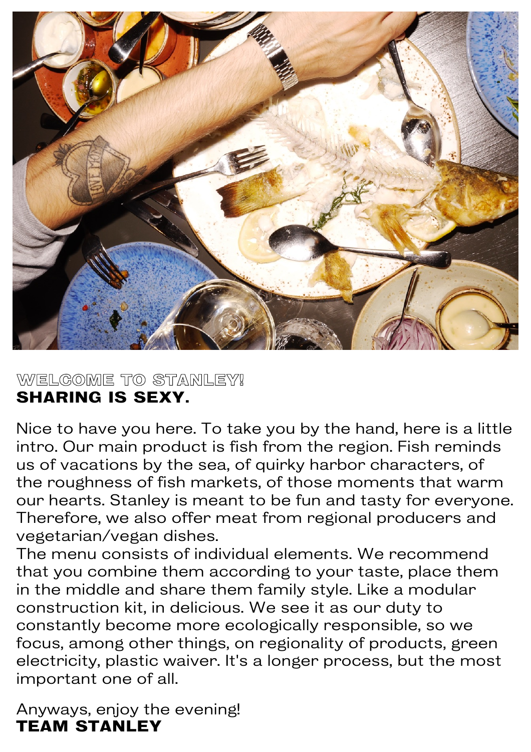## WELCOME TO STANLEY!
## SHARING IS SEXY.

Nice to have you here. To take you by the hand, here is a little intro. Our main product is fish from the region. Fish reminds us of vacations by the sea, of quirky harbor characters, of the roughness of fish markets, of those moments that warm our hearts. Stanley is meant to be fun and tasty for everyone. Therefore, we also offer meat from regional producers and vegetarian/vegan dishes.
The menu consists of individual elements. We recommend that you combine them according to your taste, place them in the middle and share them family style. Like a modular construction kit, in delicious. We see it as our duty to constantly become more ecologically responsible, so we focus, among other things, on regionality of products, green electricity, plastic waiver. It's a longer process, but the most important one of all.

Anyways, enjoy the evening!
**TEAM STANLEY**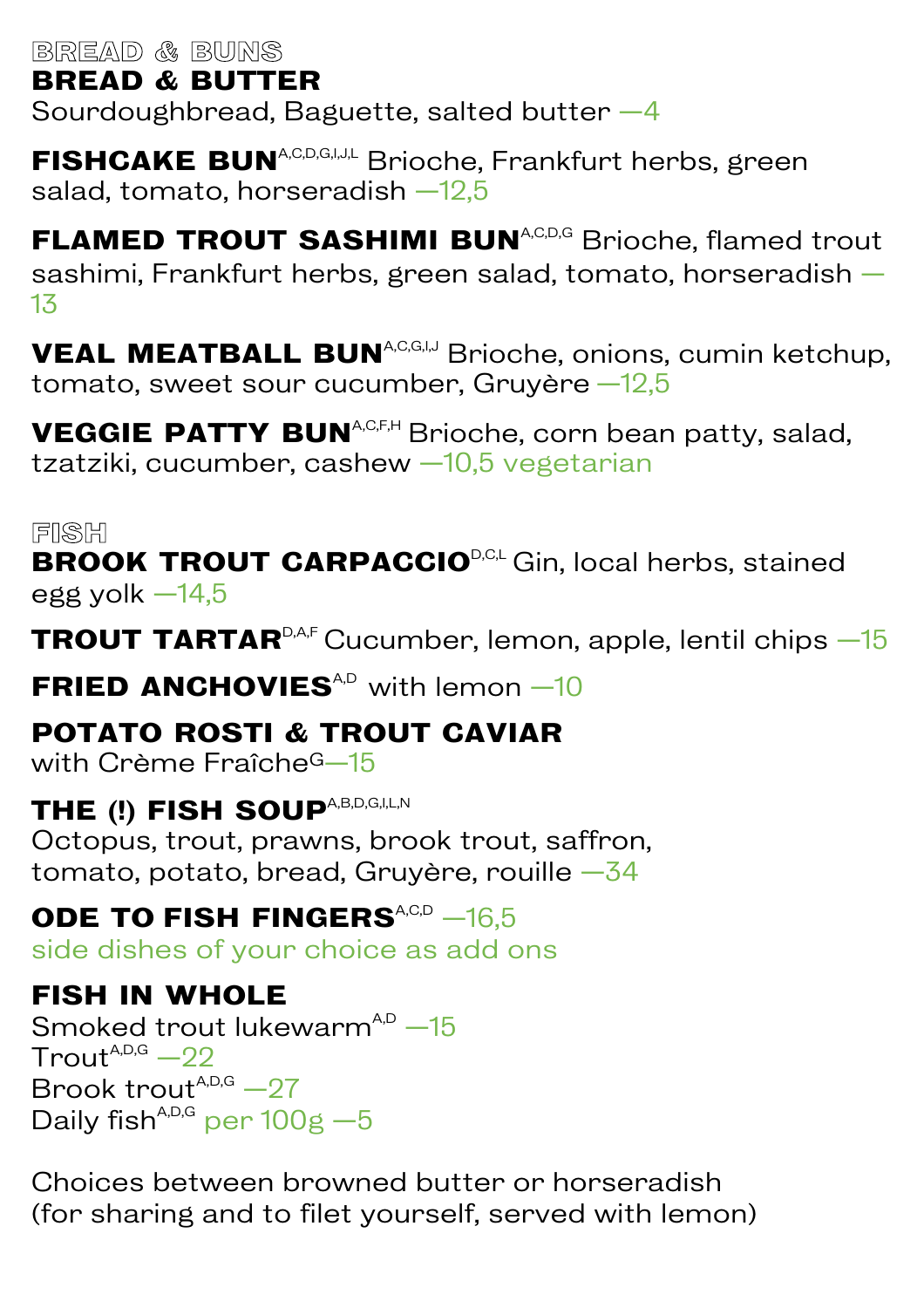## BREAD & BUNS

### BREAD & BUTTER
Sourdoughbread, Baguette, salted butter —4

**FISHCAKE BUN**[A,C,D,G,I,J,L] Brioche, Frankfurt herbs, green salad, tomato, horseradish —12,5

**FLAMED TROUT SASHIMI BUN**[A,C,D,G] Brioche, flamed trout sashimi, Frankfurt herbs, green salad, tomato, horseradish — 13

**VEAL MEATBALL BUN**[A,C,G,I,J] Brioche, onions, cumin ketchup, tomato, sweet sour cucumber, Gruyère —12,5

**VEGGIE PATTY BUN**[A,C,F,H] Brioche, corn bean patty, salad, tzatziki, cucumber, cashew —10,5 vegetarian

## FISH

**BROOK TROUT CARPACCIO**[D,C,L] Gin, local herbs, stained egg yolk —14,5

**TROUT TARTAR**[D,A,F] Cucumber, lemon, apple, lentil chips —15

**FRIED ANCHOVIES**[A,D] with lemon —10

**POTATO ROSTI & TROUT CAVIAR**
with Crème Fraîche[G]—15

**THE (!) FISH SOUP**[A,B,D,G,I,L,N]
Octopus, trout, prawns, brook trout, saffron, tomato, potato, bread, Gruyère, rouille —34

**ODE TO FISH FINGERS**[A,C,D] —16,5
side dishes of your choice as add ons

**FISH IN WHOLE**
Smoked trout lukewarm[A,D] —15
Trout[A,D,G] —22
Brook trout[A,D,G] —27
Daily fish[A,D,G] per 100g —5

Choices between browned butter or horseradish
(for sharing and to filet yourself, served with lemon)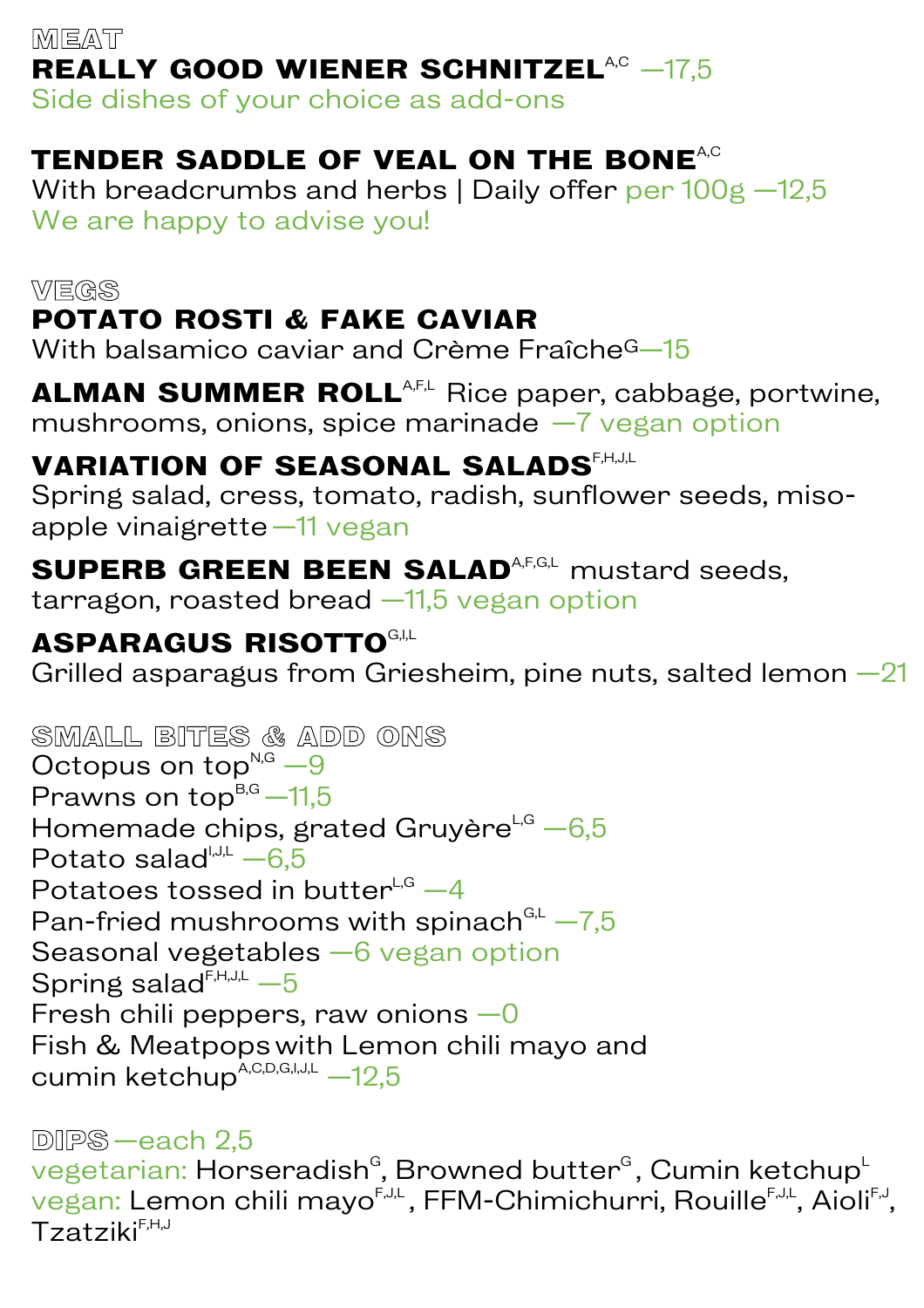## MEAT

**REALLY GOOD WIENER SCHNITZEL**[A,C] —17,5
Side dishes of your choice as add-ons

**TENDER SADDLE OF VEAL ON THE BONE**[A,C]
With breadcrumbs and herbs | Daily offer per 100g —12,5
We are happy to advise you!

## VEGS

**POTATO ROSTI & FAKE CAVIAR**
With balsamico caviar and Crème Fraîche[G]—15

**ALMAN SUMMER ROLL**[A,F,L] Rice paper, cabbage, portwine, mushrooms, onions, spice marinade —7 vegan option

**VARIATION OF SEASONAL SALADS**[F,H,J,L]
Spring salad, cress, tomato, radish, sunflower seeds, miso-apple vinaigrette —11 vegan

**SUPERB GREEN BEEN SALAD**[A,F,G,L] mustard seeds, tarragon, roasted bread —11,5 vegan option

**ASPARAGUS RISOTTO**[G,I,L]
Grilled asparagus from Griesheim, pine nuts, salted lemon —21

## SMALL BITES & ADD ONS

Octopus on top[N,G] —9
Prawns on top[B,G] —11,5
Homemade chips, grated Gruyère[L,G] —6,5
Potato salad[I,J,L] —6,5
Potatoes tossed in butter[L,G] —4
Pan-fried mushrooms with spinach[G,L] —7,5
Seasonal vegetables —6 vegan option
Spring salad[F,H,J,L] —5
Fresh chili peppers, raw onions —0
Fish & Meatpops with Lemon chili mayo and cumin ketchup[A,C,D,G,I,J,L] —12,5

## DIPS —each 2,5

vegetarian: Horseradish[G], Browned butter[G], Cumin ketchup[L]
vegan: Lemon chili mayo[F,J,L], FFM-Chimichurri, Rouille[F,J,L], Aioli[F,J], Tzatziki[F,H,J]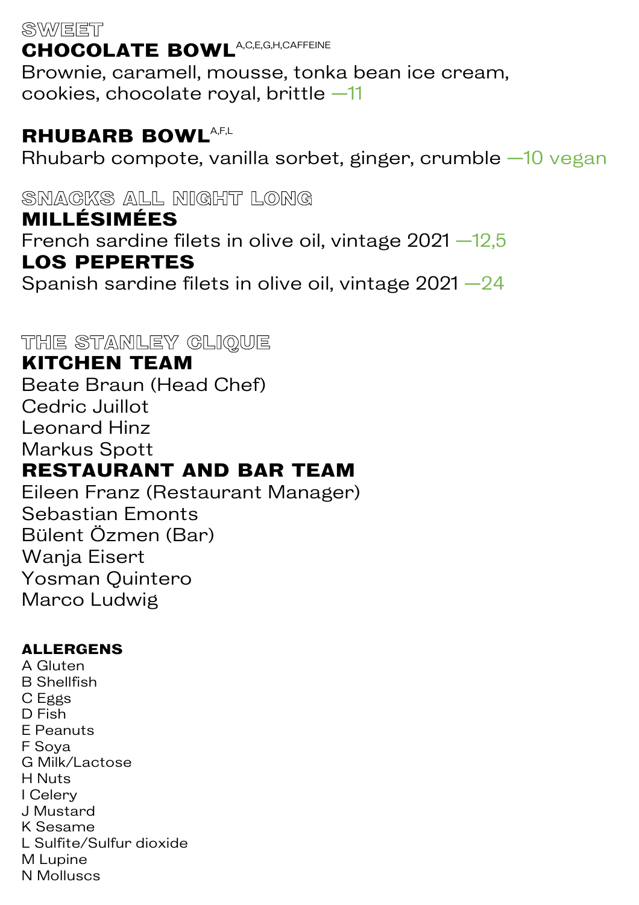## SWEET

### CHOCOLATE BOWL[A,C,E,G,H,CAFFEINE]

Brownie, caramell, mousse, tonka bean ice cream, cookies, chocolate royal, brittle —11

### RHUBARB BOWL[A,F,L]

Rhubarb compote, vanilla sorbet, ginger, crumble —10 vegan

## SNACKS ALL NIGHT LONG

### MILLÉSIMÉES

French sardine filets in olive oil, vintage 2021 —12,5

### LOS PEPERTES

Spanish sardine filets in olive oil, vintage 2021 —24

## THE STANLEY CLIQUE

### KITCHEN TEAM

Beate Braun (Head Chef)
Cedric Juillot
Leonard Hinz
Markus Spott

### RESTAURANT AND BAR TEAM

Eileen Franz (Restaurant Manager)
Sebastian Emonts
Bülent Özmen (Bar)
Wanja Eisert
Yosman Quintero
Marco Ludwig

#### ALLERGENS

A Gluten
B Shellfish
C Eggs
D Fish
E Peanuts
F Soya
G Milk/Lactose
H Nuts
I Celery
J Mustard
K Sesame
L Sulfite/Sulfur dioxide
M Lupine
N Molluscs